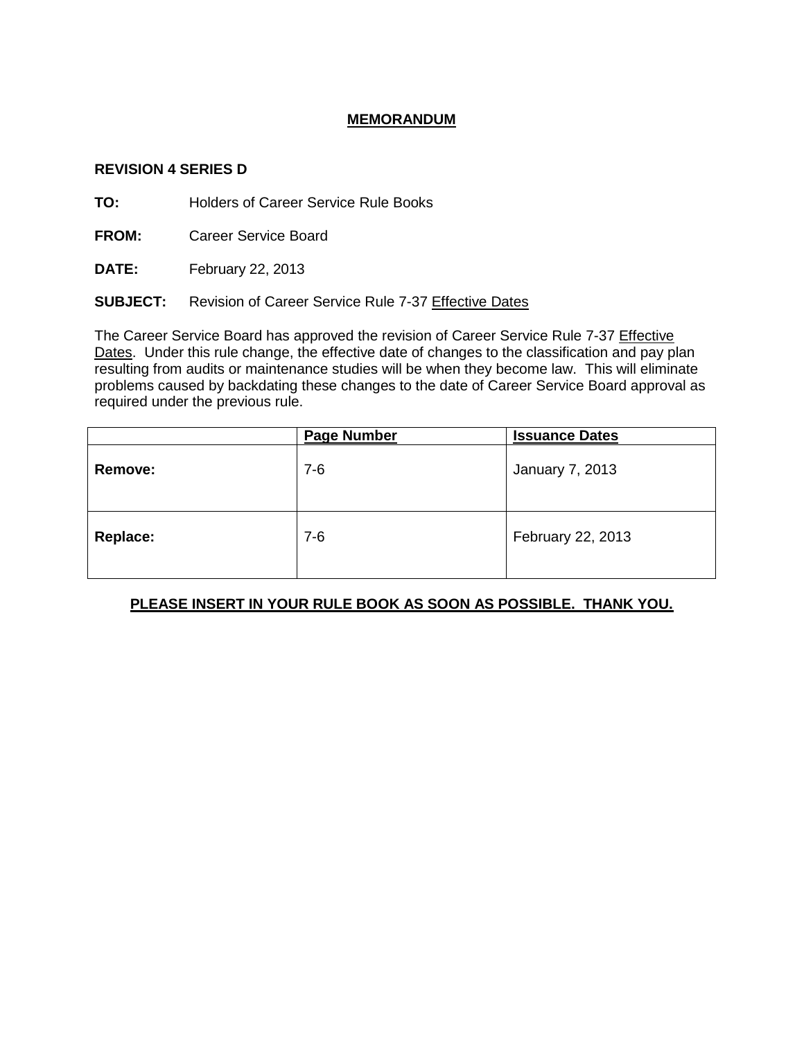# MEMORANDUM

**REVISION 4 SERIES D**

**TO:** Holders of Career Service Rule Books

**FROM:** Career Service Board

**DATE:** February 22, 2013

**SUBJECT:** Revision of Career Service Rule 7-37 Effective Dates

The Career Service Board has approved the revision of Career Service Rule 7-37 Effective Dates. Under this rule change, the effective date of changes to the classification and pay plan resulting from audits or maintenance studies will be when they become law. This will eliminate problems caused by backdating these changes to the date of Career Service Board approval as required under the previous rule.

| | Page Number | Issuance Dates |
|---|---|---|
| **Remove:** | 7-6 | January 7, 2013 |
| **Replace:** | 7-6 | February 22, 2013 |

**PLEASE INSERT IN YOUR RULE BOOK AS SOON AS POSSIBLE. THANK YOU.**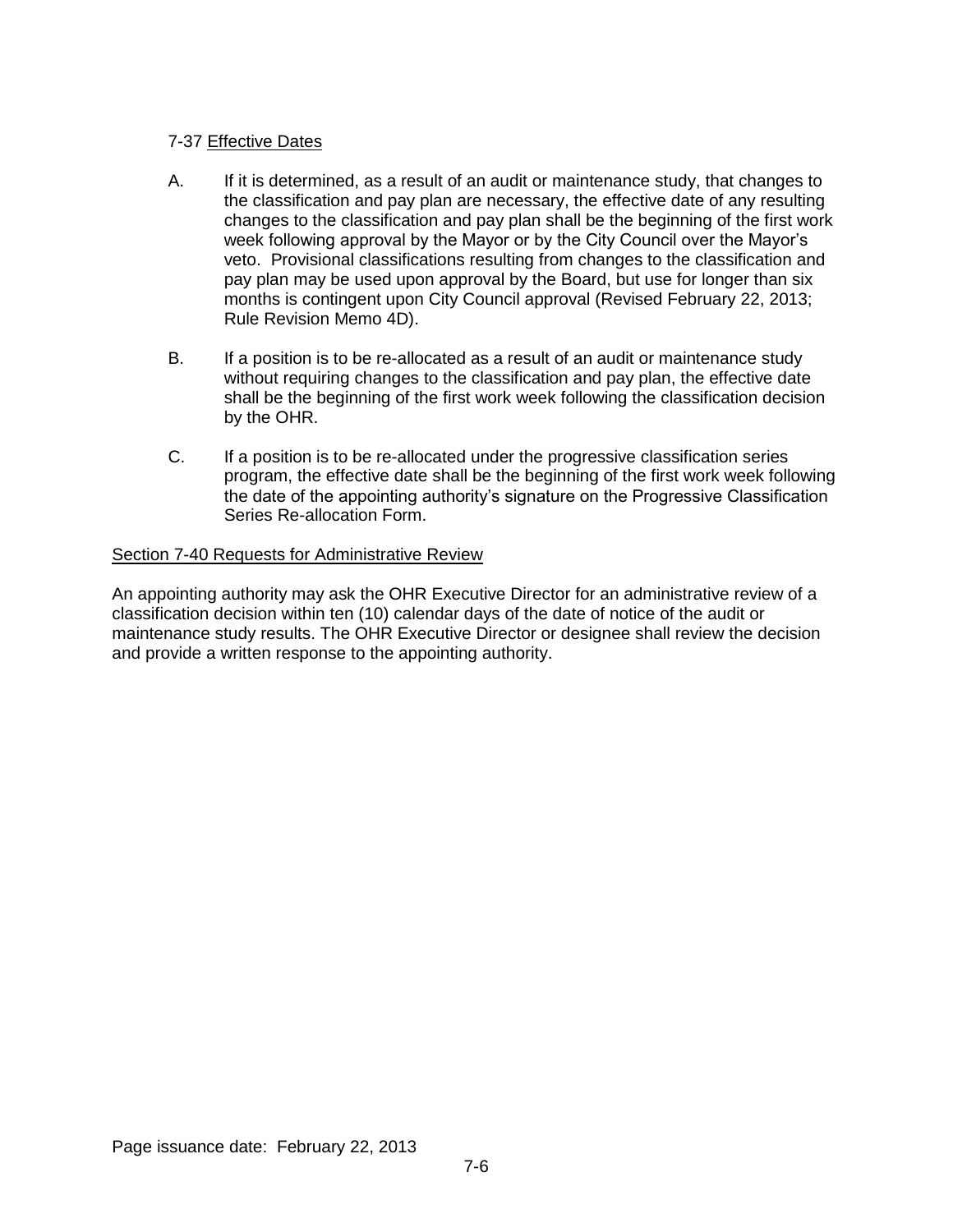7-37 Effective Dates

A. If it is determined, as a result of an audit or maintenance study, that changes to the classification and pay plan are necessary, the effective date of any resulting changes to the classification and pay plan shall be the beginning of the first work week following approval by the Mayor or by the City Council over the Mayor's veto. Provisional classifications resulting from changes to the classification and pay plan may be used upon approval by the Board, but use for longer than six months is contingent upon City Council approval (Revised February 22, 2013; Rule Revision Memo 4D).

B. If a position is to be re-allocated as a result of an audit or maintenance study without requiring changes to the classification and pay plan, the effective date shall be the beginning of the first work week following the classification decision by the OHR.

C. If a position is to be re-allocated under the progressive classification series program, the effective date shall be the beginning of the first work week following the date of the appointing authority's signature on the Progressive Classification Series Re-allocation Form.

## Section 7-40 Requests for Administrative Review

An appointing authority may ask the OHR Executive Director for an administrative review of a classification decision within ten (10) calendar days of the date of notice of the audit or maintenance study results. The OHR Executive Director or designee shall review the decision and provide a written response to the appointing authority.

Page issuance date: February 22, 2013